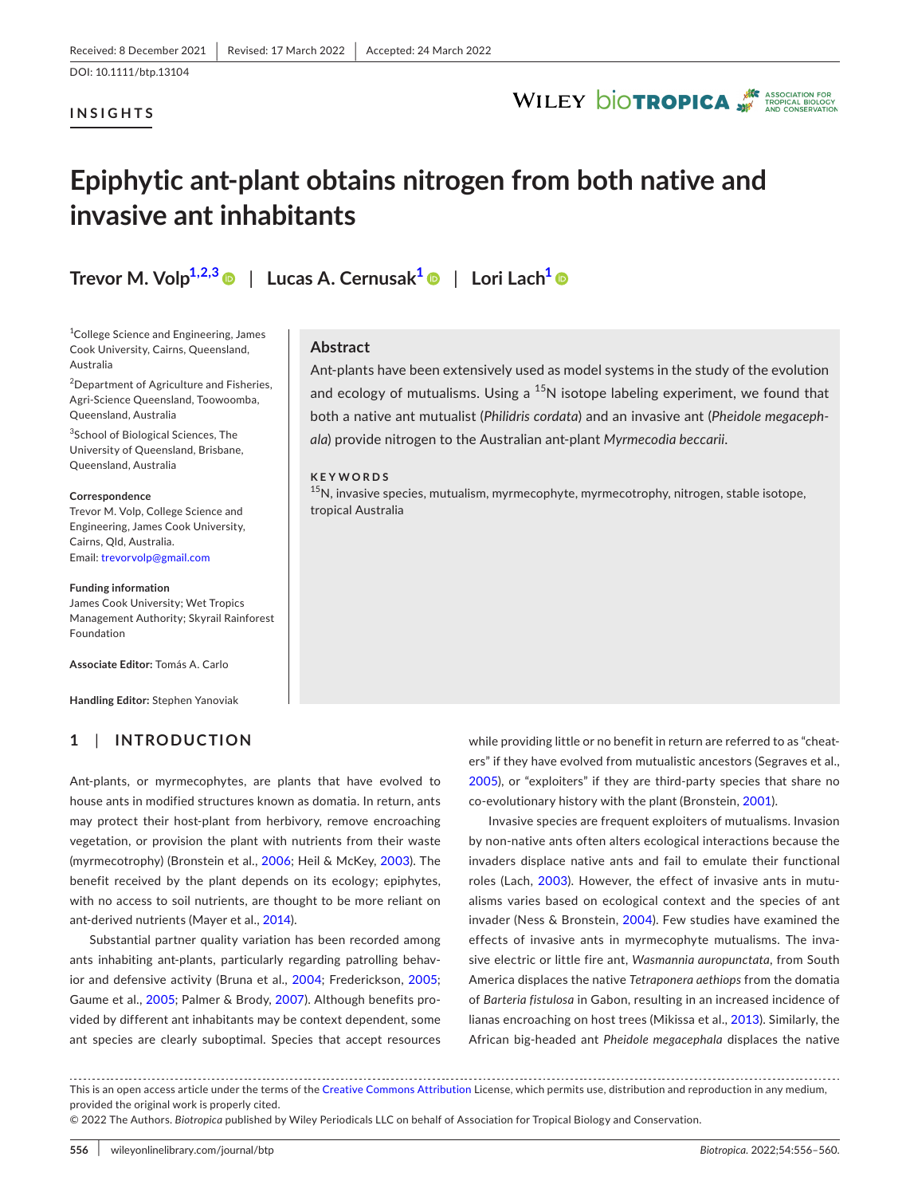Received: 8 December 2021 | Revised: 17 March 2022 | Accepted: 24 March 2022

DOI: 10.1111/btp.13104

**INSIGHTS**

# Epiphytic ant-plant obtains nitrogen from both native and invasive ant inhabitants

**Trevor M. Volp**[1,2,3] | **Lucas A. Cernusak**[1] | **Lori Lach**[1]

[1]College Science and Engineering, James Cook University, Cairns, Queensland, Australia

[2]Department of Agriculture and Fisheries, Agri-Science Queensland, Toowoomba, Queensland, Australia

[3]School of Biological Sciences, The University of Queensland, Brisbane, Queensland, Australia

**Correspondence**
Trevor M. Volp, College Science and Engineering, James Cook University, Cairns, Qld, Australia.
Email: trevorvolp@gmail.com

**Funding information**
James Cook University; Wet Tropics Management Authority; Skyrail Rainforest Foundation

**Associate Editor:** Tomás A. Carlo

**Handling Editor:** Stephen Yanoviak

## Abstract

Ant-plants have been extensively used as model systems in the study of the evolution and ecology of mutualisms. Using a $^{15}$N isotope labeling experiment, we found that both a native ant mutualist (*Philidris cordata*) and an invasive ant (*Pheidole megacephala*) provide nitrogen to the Australian ant-plant *Myrmecodia beccarii*.

**KEYWORDS**

$^{15}$N, invasive species, mutualism, myrmecophyte, myrmecotrophy, nitrogen, stable isotope, tropical Australia

## 1 | INTRODUCTION

Ant-plants, or myrmecophytes, are plants that have evolved to house ants in modified structures known as domatia. In return, ants may protect their host-plant from herbivory, remove encroaching vegetation, or provision the plant with nutrients from their waste (myrmecotrophy) (Bronstein et al., 2006; Heil & McKey, 2003). The benefit received by the plant depends on its ecology; epiphytes, with no access to soil nutrients, are thought to be more reliant on ant-derived nutrients (Mayer et al., 2014).

Substantial partner quality variation has been recorded among ants inhabiting ant-plants, particularly regarding patrolling behavior and defensive activity (Bruna et al., 2004; Frederickson, 2005; Gaume et al., 2005; Palmer & Brody, 2007). Although benefits provided by different ant inhabitants may be context dependent, some ant species are clearly suboptimal. Species that accept resources while providing little or no benefit in return are referred to as "cheaters" if they have evolved from mutualistic ancestors (Segraves et al., 2005), or "exploiters" if they are third-party species that share no co-evolutionary history with the plant (Bronstein, 2001).

Invasive species are frequent exploiters of mutualisms. Invasion by non-native ants often alters ecological interactions because the invaders displace native ants and fail to emulate their functional roles (Lach, 2003). However, the effect of invasive ants in mutualisms varies based on ecological context and the species of ant invader (Ness & Bronstein, 2004). Few studies have examined the effects of invasive ants in myrmecophyte mutualisms. The invasive electric or little fire ant, *Wasmannia auropunctata*, from South America displaces the native *Tetraponera aethiops* from the domatia of *Barteria fistulosa* in Gabon, resulting in an increased incidence of lianas encroaching on host trees (Mikissa et al., 2013). Similarly, the African big-headed ant *Pheidole megacephala* displaces the native

This is an open access article under the terms of the Creative Commons Attribution License, which permits use, distribution and reproduction in any medium, provided the original work is properly cited.
© 2022 The Authors. *Biotropica* published by Wiley Periodicals LLC on behalf of Association for Tropical Biology and Conservation.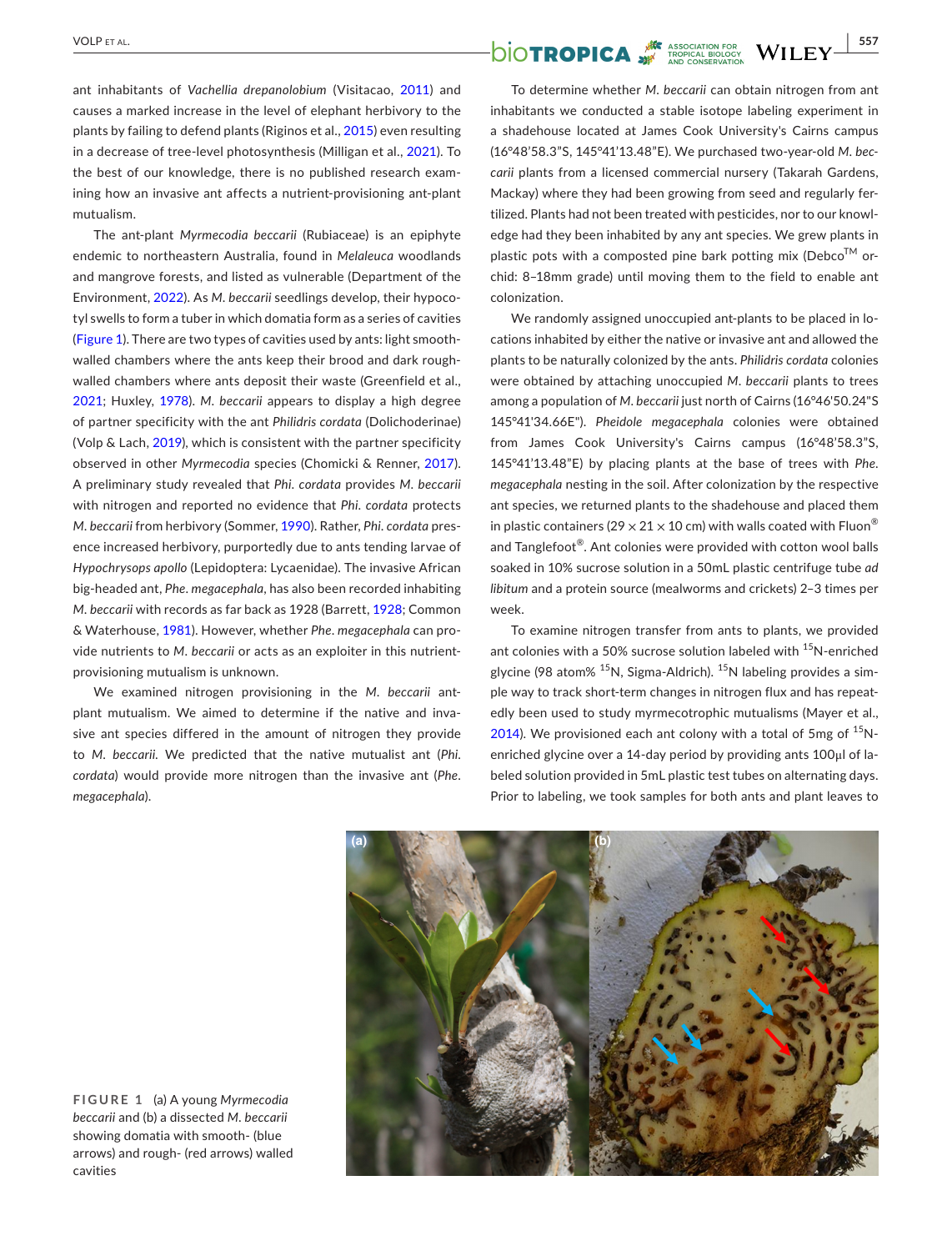ant inhabitants of *Vachellia drepanolobium* (Visitacao, 2011) and causes a marked increase in the level of elephant herbivory to the plants by failing to defend plants (Riginos et al., 2015) even resulting in a decrease of tree-level photosynthesis (Milligan et al., 2021). To the best of our knowledge, there is no published research examining how an invasive ant affects a nutrient-provisioning ant-plant mutualism.

The ant-plant *Myrmecodia beccarii* (Rubiaceae) is an epiphyte endemic to northeastern Australia, found in *Melaleuca* woodlands and mangrove forests, and listed as vulnerable (Department of the Environment, 2022). As *M. beccarii* seedlings develop, their hypocotyl swells to form a tuber in which domatia form as a series of cavities (Figure 1). There are two types of cavities used by ants: light smooth-walled chambers where the ants keep their brood and dark rough-walled chambers where ants deposit their waste (Greenfield et al., 2021; Huxley, 1978). *M. beccarii* appears to display a high degree of partner specificity with the ant *Philidris cordata* (Dolichoderinae) (Volp & Lach, 2019), which is consistent with the partner specificity observed in other *Myrmecodia* species (Chomicki & Renner, 2017). A preliminary study revealed that *Phi. cordata* provides *M. beccarii* with nitrogen and reported no evidence that *Phi. cordata* protects *M. beccarii* from herbivory (Sommer, 1990). Rather, *Phi. cordata* presence increased herbivory, purportedly due to ants tending larvae of *Hypochrysops apollo* (Lepidoptera: Lycaenidae). The invasive African big-headed ant, *Phe. megacephala*, has also been recorded inhabiting *M. beccarii* with records as far back as 1928 (Barrett, 1928; Common & Waterhouse, 1981). However, whether *Phe. megacephala* can provide nutrients to *M. beccarii* or acts as an exploiter in this nutrient-provisioning mutualism is unknown.

We examined nitrogen provisioning in the *M. beccarii* ant-plant mutualism. We aimed to determine if the native and invasive ant species differed in the amount of nitrogen they provide to *M. beccarii*. We predicted that the native mutualist ant (*Phi. cordata*) would provide more nitrogen than the invasive ant (*Phe. megacephala*).

To determine whether *M. beccarii* can obtain nitrogen from ant inhabitants we conducted a stable isotope labeling experiment in a shadehouse located at James Cook University's Cairns campus (16°48′58.3″S, 145°41′13.48″E). We purchased two-year-old *M. beccarii* plants from a licensed commercial nursery (Takarah Gardens, Mackay) where they had been growing from seed and regularly fertilized. Plants had not been treated with pesticides, nor to our knowledge had they been inhabited by any ant species. We grew plants in plastic pots with a composted pine bark potting mix (Debco™ orchid: 8–18mm grade) until moving them to the field to enable ant colonization.

We randomly assigned unoccupied ant-plants to be placed in locations inhabited by either the native or invasive ant and allowed the plants to be naturally colonized by the ants. *Philidris cordata* colonies were obtained by attaching unoccupied *M. beccarii* plants to trees among a population of *M. beccarii* just north of Cairns (16°46′50.24″S 145°41′34.66E″). *Pheidole megacephala* colonies were obtained from James Cook University's Cairns campus (16°48′58.3″S, 145°41′13.48″E) by placing plants at the base of trees with *Phe. megacephala* nesting in the soil. After colonization by the respective ant species, we returned plants to the shadehouse and placed them in plastic containers (29 × 21 × 10 cm) with walls coated with Fluon® and Tanglefoot®. Ant colonies were provided with cotton wool balls soaked in 10% sucrose solution in a 50mL plastic centrifuge tube *ad libitum* and a protein source (mealworms and crickets) 2–3 times per week.

To examine nitrogen transfer from ants to plants, we provided ant colonies with a 50% sucrose solution labeled with $^{15}$N-enriched glycine (98 atom% $^{15}$N, Sigma-Aldrich). $^{15}$N labeling provides a simple way to track short-term changes in nitrogen flux and has repeatedly been used to study myrmecotrophic mutualisms (Mayer et al., 2014). We provisioned each ant colony with a total of 5mg of $^{15}$N-enriched glycine over a 14-day period by providing ants 100μl of labeled solution provided in 5mL plastic test tubes on alternating days. Prior to labeling, we took samples for both ants and plant leaves to

FIGURE 1 (a) A young *Myrmecodia beccarii* and (b) a dissected *M. beccarii* showing domatia with smooth- (blue arrows) and rough- (red arrows) walled cavities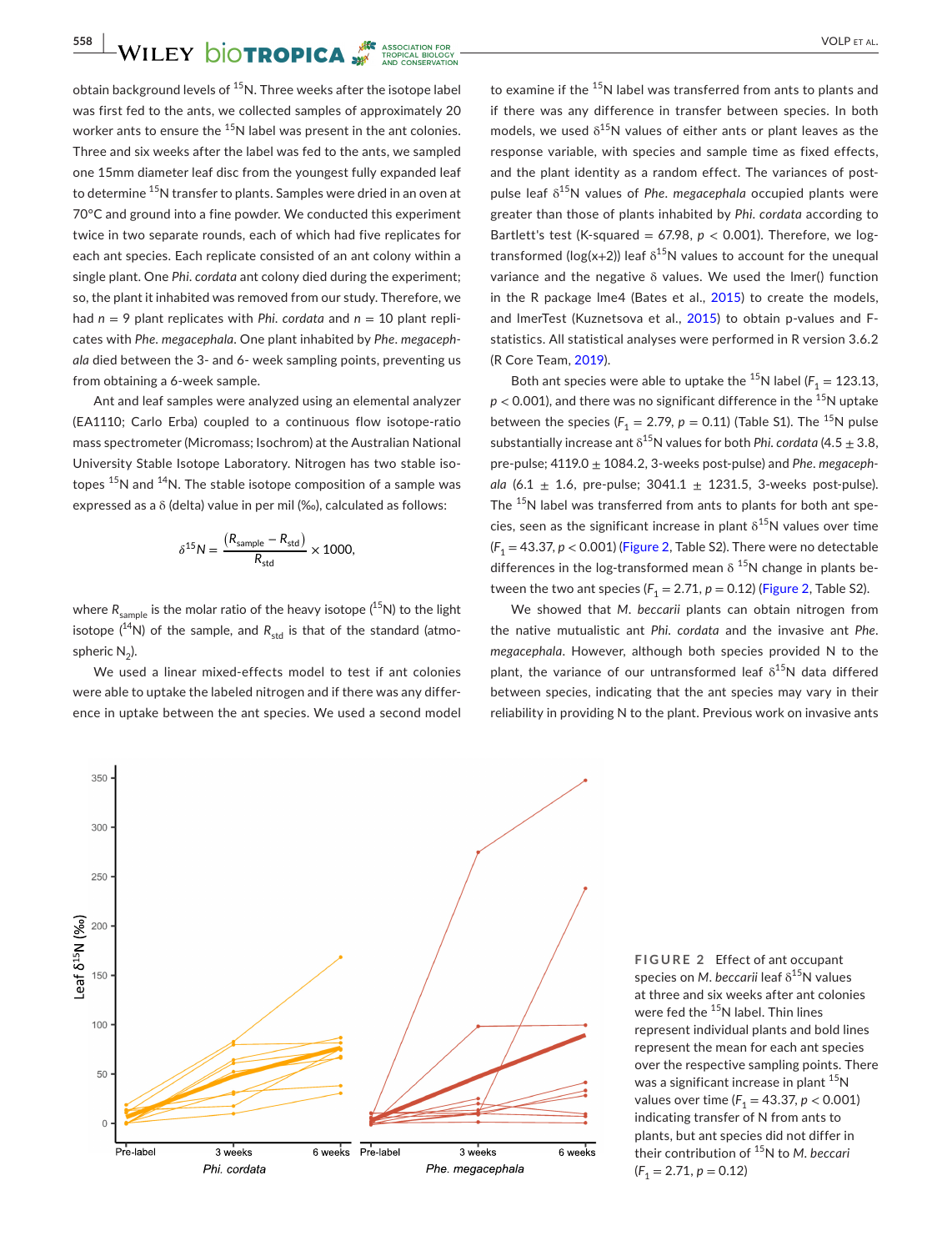obtain background levels of $^{15}N$. Three weeks after the isotope label was first fed to the ants, we collected samples of approximately 20 worker ants to ensure the $^{15}N$ label was present in the ant colonies. Three and six weeks after the label was fed to the ants, we sampled one 15mm diameter leaf disc from the youngest fully expanded leaf to determine $^{15}N$ transfer to plants. Samples were dried in an oven at 70°C and ground into a fine powder. We conducted this experiment twice in two separate rounds, each of which had five replicates for each ant species. Each replicate consisted of an ant colony within a single plant. One *Phi. cordata* ant colony died during the experiment; so, the plant it inhabited was removed from our study. Therefore, we had $n = 9$ plant replicates with *Phi. cordata* and $n = 10$ plant replicates with *Phe. megacephala*. One plant inhabited by *Phe. megacephala* died between the 3- and 6- week sampling points, preventing us from obtaining a 6-week sample.

Ant and leaf samples were analyzed using an elemental analyzer (EA1110; Carlo Erba) coupled to a continuous flow isotope-ratio mass spectrometer (Micromass; Isochrom) at the Australian National University Stable Isotope Laboratory. Nitrogen has two stable isotopes $^{15}N$ and $^{14}N$. The stable isotope composition of a sample was expressed as a δ (delta) value in per mil (‰), calculated as follows:

$$\delta^{15}N = \frac{(R_{sample} - R_{std})}{R_{std}} \times 1000,$$

where $R_{sample}$ is the molar ratio of the heavy isotope ($^{15}N$) to the light isotope ($^{14}N$) of the sample, and $R_{std}$ is that of the standard (atmospheric $N_2$).

We used a linear mixed-effects model to test if ant colonies were able to uptake the labeled nitrogen and if there was any difference in uptake between the ant species. We used a second model to examine if the $^{15}N$ label was transferred from ants to plants and if there was any difference in transfer between species. In both models, we used $\delta^{15}N$ values of either ants or plant leaves as the response variable, with species and sample time as fixed effects, and the plant identity as a random effect. The variances of post-pulse leaf $\delta^{15}N$ values of *Phe. megacephala* occupied plants were greater than those of plants inhabited by *Phi. cordata* according to Bartlett's test (K-squared = 67.98, $p < 0.001$). Therefore, we log-transformed (log(x+2)) leaf $\delta^{15}N$ values to account for the unequal variance and the negative δ values. We used the lmer() function in the R package lme4 (Bates et al., 2015) to create the models, and lmerTest (Kuznetsova et al., 2015) to obtain p-values and F-statistics. All statistical analyses were performed in R version 3.6.2 (R Core Team, 2019).

Both ant species were able to uptake the $^{15}N$ label ($F_1 = 123.13$, $p < 0.001$), and there was no significant difference in the $^{15}N$ uptake between the species ($F_1 = 2.79$, $p = 0.11$) (Table S1). The $^{15}N$ pulse substantially increase ant $\delta^{15}N$ values for both *Phi. cordata* (4.5 ± 3.8, pre-pulse; 4119.0 ± 1084.2, 3-weeks post-pulse) and *Phe. megacephala* (6.1 ± 1.6, pre-pulse; 3041.1 ± 1231.5, 3-weeks post-pulse). The $^{15}N$ label was transferred from ants to plants for both ant species, seen as the significant increase in plant $\delta^{15}N$ values over time ($F_1 = 43.37$, $p < 0.001$) (Figure 2, Table S2). There were no detectable differences in the log-transformed mean δ $^{15}N$ change in plants between the two ant species ($F_1 = 2.71$, $p = 0.12$) (Figure 2, Table S2).

We showed that *M. beccarii* plants can obtain nitrogen from the native mutualistic ant *Phi. cordata* and the invasive ant *Phe. megacephala*. However, although both species provided N to the plant, the variance of our untransformed leaf $\delta^{15}N$ data differed between species, indicating that the ant species may vary in their reliability in providing N to the plant. Previous work on invasive ants

**FIGURE 2** Effect of ant occupant species on *M. beccarii* leaf $\delta^{15}N$ values at three and six weeks after ant colonies were fed the $^{15}N$ label. Thin lines represent individual plants and bold lines represent the mean for each ant species over the respective sampling points. There was a significant increase in plant $^{15}N$ values over time ($F_1 = 43.37$, $p < 0.001$) indicating transfer of N from ants to plants, but ant species did not differ in their contribution of $^{15}N$ to *M. beccari* ($F_1 = 2.71$, $p = 0.12$)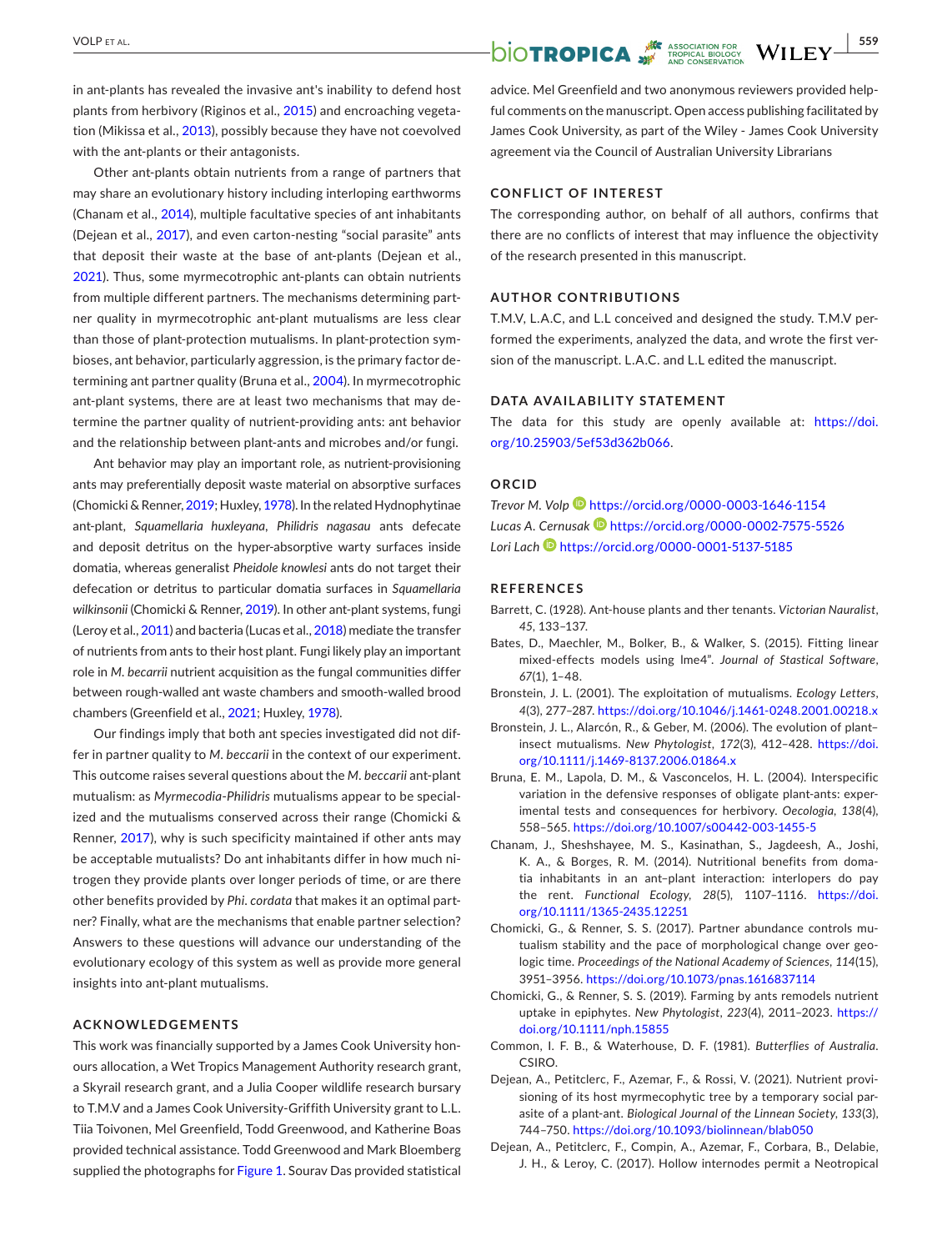in ant-plants has revealed the invasive ant's inability to defend host plants from herbivory (Riginos et al., 2015) and encroaching vegetation (Mikissa et al., 2013), possibly because they have not coevolved with the ant-plants or their antagonists.

Other ant-plants obtain nutrients from a range of partners that may share an evolutionary history including interloping earthworms (Chanam et al., 2014), multiple facultative species of ant inhabitants (Dejean et al., 2017), and even carton-nesting "social parasite" ants that deposit their waste at the base of ant-plants (Dejean et al., 2021). Thus, some myrmecotrophic ant-plants can obtain nutrients from multiple different partners. The mechanisms determining partner quality in myrmecotrophic ant-plant mutualisms are less clear than those of plant-protection mutualisms. In plant-protection symbioses, ant behavior, particularly aggression, is the primary factor determining ant partner quality (Bruna et al., 2004). In myrmecotrophic ant-plant systems, there are at least two mechanisms that may determine the partner quality of nutrient-providing ants: ant behavior and the relationship between plant-ants and microbes and/or fungi.

Ant behavior may play an important role, as nutrient-provisioning ants may preferentially deposit waste material on absorptive surfaces (Chomicki & Renner, 2019; Huxley, 1978). In the related Hydnophytinae ant-plant, *Squamellaria huxleyana*, *Philidris nagasau* ants defecate and deposit detritus on the hyper-absorptive warty surfaces inside domatia, whereas generalist *Pheidole knowlesi* ants do not target their defecation or detritus to particular domatia surfaces in *Squamellaria wilkinsonii* (Chomicki & Renner, 2019). In other ant-plant systems, fungi (Leroy et al., 2011) and bacteria (Lucas et al., 2018) mediate the transfer of nutrients from ants to their host plant. Fungi likely play an important role in *M. becarrii* nutrient acquisition as the fungal communities differ between rough-walled ant waste chambers and smooth-walled brood chambers (Greenfield et al., 2021; Huxley, 1978).

Our findings imply that both ant species investigated did not differ in partner quality to *M. beccarii* in the context of our experiment. This outcome raises several questions about the *M. beccarii* ant-plant mutualism: as *Myrmecodia-Philidris* mutualisms appear to be specialized and the mutualisms conserved across their range (Chomicki & Renner, 2017), why is such specificity maintained if other ants may be acceptable mutualists? Do ant inhabitants differ in how much nitrogen they provide plants over longer periods of time, or are there other benefits provided by *Phi. cordata* that makes it an optimal partner? Finally, what are the mechanisms that enable partner selection? Answers to these questions will advance our understanding of the evolutionary ecology of this system as well as provide more general insights into ant-plant mutualisms.

## ACKNOWLEDGEMENTS

This work was financially supported by a James Cook University honours allocation, a Wet Tropics Management Authority research grant, a Skyrail research grant, and a Julia Cooper wildlife research bursary to T.M.V and a James Cook University-Griffith University grant to L.L. Tiia Toivonen, Mel Greenfield, Todd Greenwood, and Katherine Boas provided technical assistance. Todd Greenwood and Mark Bloemberg supplied the photographs for Figure 1. Sourav Das provided statistical advice. Mel Greenfield and two anonymous reviewers provided helpful comments on the manuscript. Open access publishing facilitated by James Cook University, as part of the Wiley - James Cook University agreement via the Council of Australian University Librarians

## CONFLICT OF INTEREST

The corresponding author, on behalf of all authors, confirms that there are no conflicts of interest that may influence the objectivity of the research presented in this manuscript.

## AUTHOR CONTRIBUTIONS

T.M.V, L.A.C, and L.L conceived and designed the study. T.M.V performed the experiments, analyzed the data, and wrote the first version of the manuscript. L.A.C. and L.L edited the manuscript.

## DATA AVAILABILITY STATEMENT

The data for this study are openly available at: https://doi.org/10.25903/5ef53d362b066.

## ORCID

*Trevor M. Volp* https://orcid.org/0000-0003-1646-1154
*Lucas A. Cernusak* https://orcid.org/0000-0002-7575-5526
*Lori Lach* https://orcid.org/0000-0001-5137-5185

## REFERENCES

Barrett, C. (1928). Ant-house plants and ther tenants. *Victorian Nauralist*, *45*, 133–137.

Bates, D., Maechler, M., Bolker, B., & Walker, S. (2015). Fitting linear mixed-effects models using lme4". *Journal of Stastical Software*, *67*(1), 1–48.

Bronstein, J. L. (2001). The exploitation of mutualisms. *Ecology Letters*, *4*(3), 277–287. https://doi.org/10.1046/j.1461-0248.2001.00218.x

Bronstein, J. L., Alarcón, R., & Geber, M. (2006). The evolution of plant–insect mutualisms. *New Phytologist*, *172*(3), 412–428. https://doi.org/10.1111/j.1469-8137.2006.01864.x

Bruna, E. M., Lapola, D. M., & Vasconcelos, H. L. (2004). Interspecific variation in the defensive responses of obligate plant-ants: experimental tests and consequences for herbivory. *Oecologia*, *138*(4), 558–565. https://doi.org/10.1007/s00442-003-1455-5

Chanam, J., Sheshshayee, M. S., Kasinathan, S., Jagdeesh, A., Joshi, K. A., & Borges, R. M. (2014). Nutritional benefits from domatia inhabitants in an ant–plant interaction: interlopers do pay the rent. *Functional Ecology*, *28*(5), 1107–1116. https://doi.org/10.1111/1365-2435.12251

Chomicki, G., & Renner, S. S. (2017). Partner abundance controls mutualism stability and the pace of morphological change over geologic time. *Proceedings of the National Academy of Sciences*, *114*(15), 3951–3956. https://doi.org/10.1073/pnas.1616837114

Chomicki, G., & Renner, S. S. (2019). Farming by ants remodels nutrient uptake in epiphytes. *New Phytologist*, *223*(4), 2011–2023. https://doi.org/10.1111/nph.15855

Common, I. F. B., & Waterhouse, D. F. (1981). *Butterflies of Australia*. CSIRO.

Dejean, A., Petitclerc, F., Azemar, F., & Rossi, V. (2021). Nutrient provisioning of its host myrmecophytic tree by a temporary social parasite of a plant-ant. *Biological Journal of the Linnean Society*, *133*(3), 744–750. https://doi.org/10.1093/biolinnean/blab050

Dejean, A., Petitclerc, F., Compin, A., Azemar, F., Corbara, B., Delabie, J. H., & Leroy, C. (2017). Hollow internodes permit a Neotropical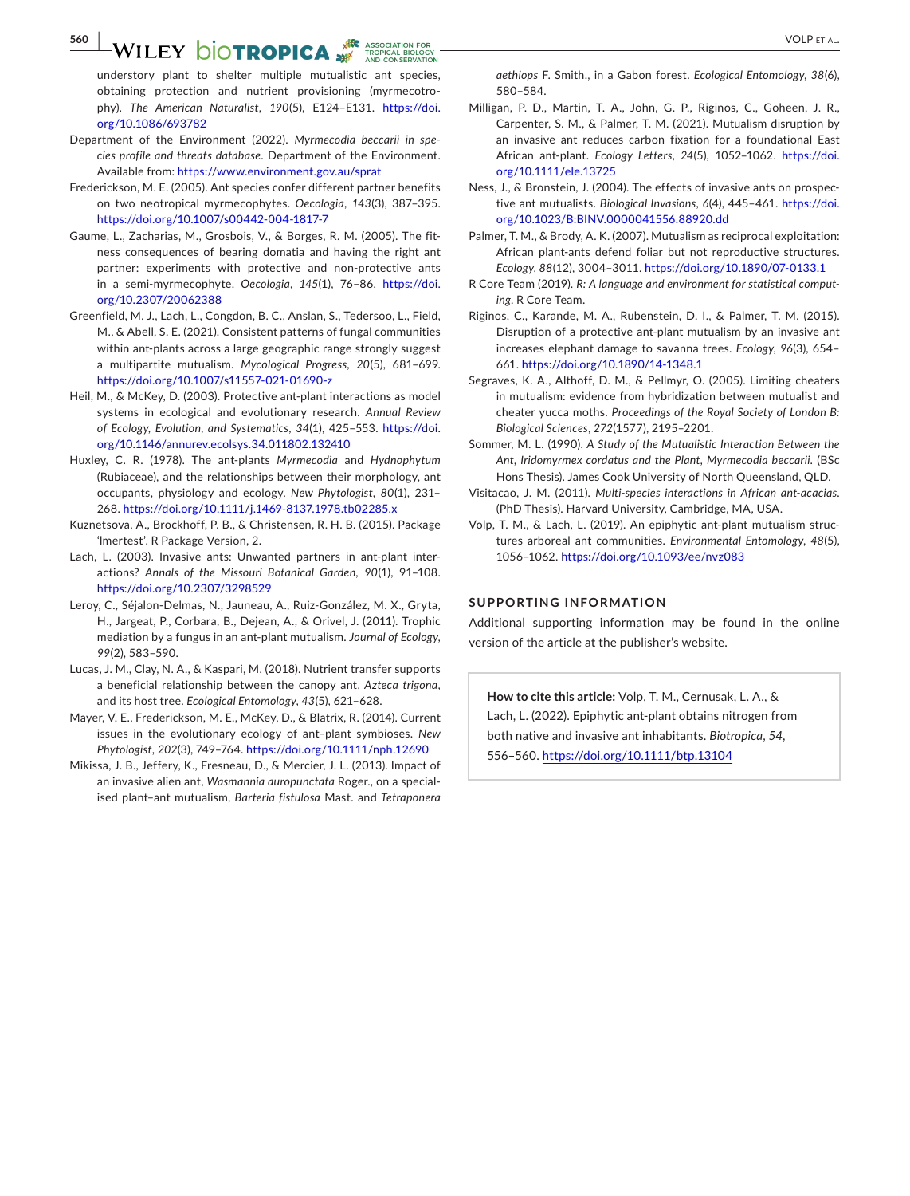understory plant to shelter multiple mutualistic ant species, obtaining protection and nutrient provisioning (myrmecotrophy). *The American Naturalist*, *190*(5), E124–E131. https://doi.org/10.1086/693782

Department of the Environment (2022). *Myrmecodia beccarii in species profile and threats database*. Department of the Environment. Available from: https://www.environment.gov.au/sprat

Frederickson, M. E. (2005). Ant species confer different partner benefits on two neotropical myrmecophytes. *Oecologia*, *143*(3), 387–395. https://doi.org/10.1007/s00442-004-1817-7

Gaume, L., Zacharias, M., Grosbois, V., & Borges, R. M. (2005). The fitness consequences of bearing domatia and having the right ant partner: experiments with protective and non-protective ants in a semi-myrmecophyte. *Oecologia*, *145*(1), 76–86. https://doi.org/10.2307/20062388

Greenfield, M. J., Lach, L., Congdon, B. C., Anslan, S., Tedersoo, L., Field, M., & Abell, S. E. (2021). Consistent patterns of fungal communities within ant-plants across a large geographic range strongly suggest a multipartite mutualism. *Mycological Progress*, *20*(5), 681–699. https://doi.org/10.1007/s11557-021-01690-z

Heil, M., & McKey, D. (2003). Protective ant-plant interactions as model systems in ecological and evolutionary research. *Annual Review of Ecology, Evolution, and Systematics*, *34*(1), 425–553. https://doi.org/10.1146/annurev.ecolsys.34.011802.132410

Huxley, C. R. (1978). The ant-plants *Myrmecodia* and *Hydnophytum* (Rubiaceae), and the relationships between their morphology, ant occupants, physiology and ecology. *New Phytologist*, *80*(1), 231–268. https://doi.org/10.1111/j.1469-8137.1978.tb02285.x

Kuznetsova, A., Brockhoff, P. B., & Christensen, R. H. B. (2015). Package 'lmertest'. R Package Version, 2.

Lach, L. (2003). Invasive ants: Unwanted partners in ant-plant interactions? *Annals of the Missouri Botanical Garden*, *90*(1), 91–108. https://doi.org/10.2307/3298529

Leroy, C., Séjalon-Delmas, N., Jauneau, A., Ruiz-González, M. X., Gryta, H., Jargeat, P., Corbara, B., Dejean, A., & Orivel, J. (2011). Trophic mediation by a fungus in an ant-plant mutualism. *Journal of Ecology*, *99*(2), 583–590.

Lucas, J. M., Clay, N. A., & Kaspari, M. (2018). Nutrient transfer supports a beneficial relationship between the canopy ant, *Azteca trigona*, and its host tree. *Ecological Entomology*, *43*(5), 621–628.

Mayer, V. E., Frederickson, M. E., McKey, D., & Blatrix, R. (2014). Current issues in the evolutionary ecology of ant–plant symbioses. *New Phytologist*, *202*(3), 749–764. https://doi.org/10.1111/nph.12690

Mikissa, J. B., Jeffery, K., Fresneau, D., & Mercier, J. L. (2013). Impact of an invasive alien ant, *Wasmannia auropunctata* Roger., on a specialised plant–ant mutualism, *Barteria fistulosa* Mast. and *Tetraponera aethiops* F. Smith., in a Gabon forest. *Ecological Entomology*, *38*(6), 580–584.

Milligan, P. D., Martin, T. A., John, G. P., Riginos, C., Goheen, J. R., Carpenter, S. M., & Palmer, T. M. (2021). Mutualism disruption by an invasive ant reduces carbon fixation for a foundational East African ant-plant. *Ecology Letters*, *24*(5), 1052–1062. https://doi.org/10.1111/ele.13725

Ness, J., & Bronstein, J. (2004). The effects of invasive ants on prospective ant mutualists. *Biological Invasions*, *6*(4), 445–461. https://doi.org/10.1023/B:BINV.0000041556.88920.dd

Palmer, T. M., & Brody, A. K. (2007). Mutualism as reciprocal exploitation: African plant-ants defend foliar but not reproductive structures. *Ecology*, *88*(12), 3004–3011. https://doi.org/10.1890/07-0133.1

R Core Team (2019). *R: A language and environment for statistical computing*. R Core Team.

Riginos, C., Karande, M. A., Rubenstein, D. I., & Palmer, T. M. (2015). Disruption of a protective ant-plant mutualism by an invasive ant increases elephant damage to savanna trees. *Ecology*, *96*(3), 654–661. https://doi.org/10.1890/14-1348.1

Segraves, K. A., Althoff, D. M., & Pellmyr, O. (2005). Limiting cheaters in mutualism: evidence from hybridization between mutualist and cheater yucca moths. *Proceedings of the Royal Society of London B: Biological Sciences*, *272*(1577), 2195–2201.

Sommer, M. L. (1990). *A Study of the Mutualistic Interaction Between the Ant, Iridomyrmex cordatus and the Plant, Myrmecodia beccarii*. (BSc Hons Thesis). James Cook University of North Queensland, QLD.

Visitacao, J. M. (2011). *Multi-species interactions in African ant-acacias*. (PhD Thesis). Harvard University, Cambridge, MA, USA.

Volp, T. M., & Lach, L. (2019). An epiphytic ant-plant mutualism structures arboreal ant communities. *Environmental Entomology*, *48*(5), 1056–1062. https://doi.org/10.1093/ee/nvz083

## SUPPORTING INFORMATION

Additional supporting information may be found in the online version of the article at the publisher's website.

**How to cite this article:** Volp, T. M., Cernusak, L. A., & Lach, L. (2022). Epiphytic ant-plant obtains nitrogen from both native and invasive ant inhabitants. *Biotropica*, *54*, 556–560. https://doi.org/10.1111/btp.13104